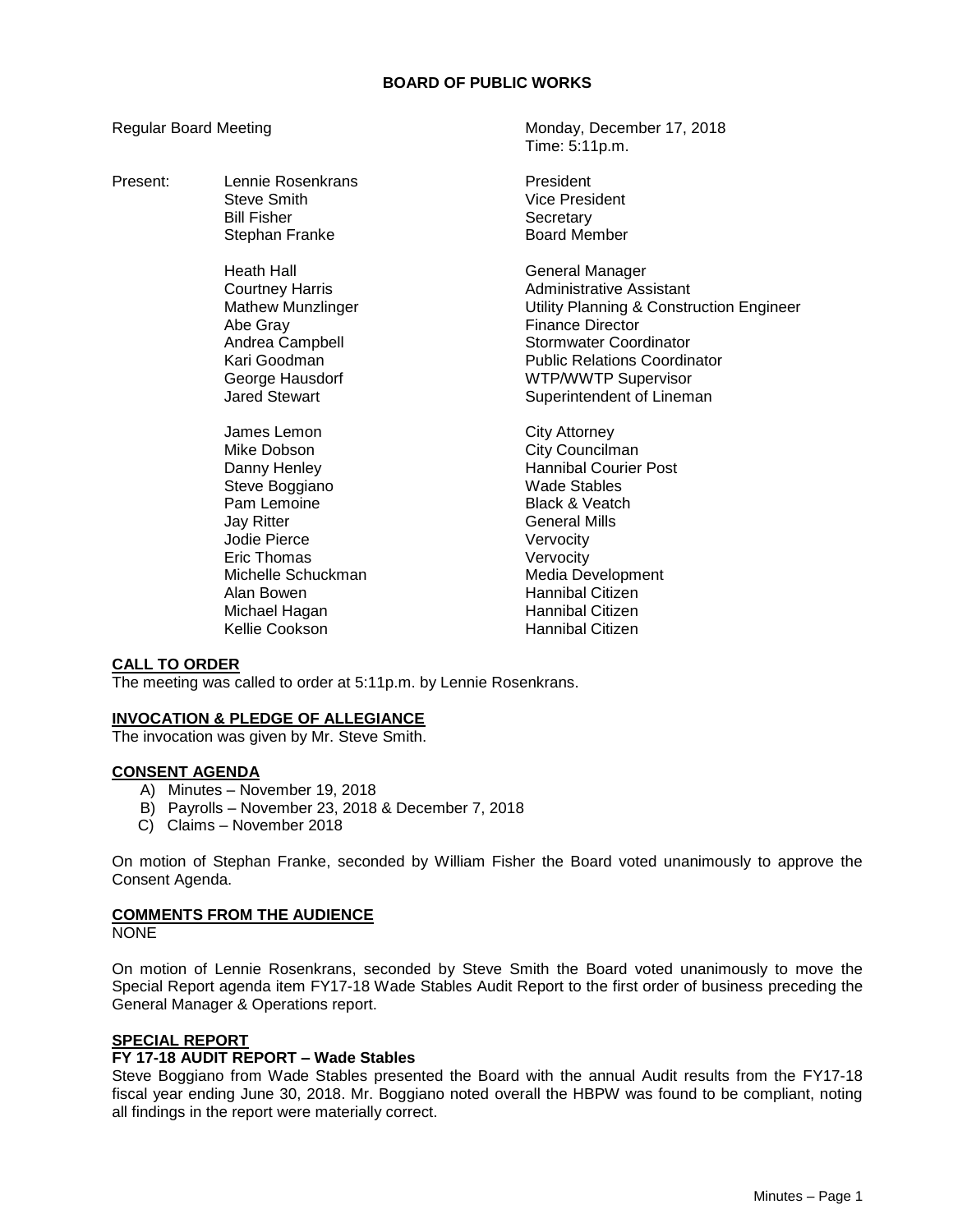# BOARD OF PUBLIC WORKS

Regular Board Meeting

Monday, December 17, 2018
Time: 5:11p.m.

| Present: | | |
|---|---|---|
| | Lennie Rosenkrans | President |
| | Steve Smith | Vice President |
| | Bill Fisher | Secretary |
| | Stephan Franke | Board Member |
| | | |
| | Heath Hall | General Manager |
| | Courtney Harris | Administrative Assistant |
| | Mathew Munzlinger | Utility Planning & Construction Engineer |
| | Abe Gray | Finance Director |
| | Andrea Campbell | Stormwater Coordinator |
| | Kari Goodman | Public Relations Coordinator |
| | George Hausdorf | WTP/WWTP Supervisor |
| | Jared Stewart | Superintendent of Lineman |
| | | |
| | James Lemon | City Attorney |
| | Mike Dobson | City Councilman |
| | Danny Henley | Hannibal Courier Post |
| | Steve Boggiano | Wade Stables |
| | Pam Lemoine | Black & Veatch |
| | Jay Ritter | General Mills |
| | Jodie Pierce | Vervocity |
| | Eric Thomas | Vervocity |
| | Michelle Schuckman | Media Development |
| | Alan Bowen | Hannibal Citizen |
| | Michael Hagan | Hannibal Citizen |
| | Kellie Cookson | Hannibal Citizen |

## CALL TO ORDER

The meeting was called to order at 5:11p.m. by Lennie Rosenkrans.

## INVOCATION & PLEDGE OF ALLEGIANCE

The invocation was given by Mr. Steve Smith.

## CONSENT AGENDA

A) Minutes – November 19, 2018
B) Payrolls – November 23, 2018 & December 7, 2018
C) Claims – November 2018

On motion of Stephan Franke, seconded by William Fisher the Board voted unanimously to approve the Consent Agenda.

## COMMENTS FROM THE AUDIENCE

NONE

On motion of Lennie Rosenkrans, seconded by Steve Smith the Board voted unanimously to move the Special Report agenda item FY17-18 Wade Stables Audit Report to the first order of business preceding the General Manager & Operations report.

## SPECIAL REPORT

### FY 17-18 AUDIT REPORT – Wade Stables

Steve Boggiano from Wade Stables presented the Board with the annual Audit results from the FY17-18 fiscal year ending June 30, 2018. Mr. Boggiano noted overall the HBPW was found to be compliant, noting all findings in the report were materially correct.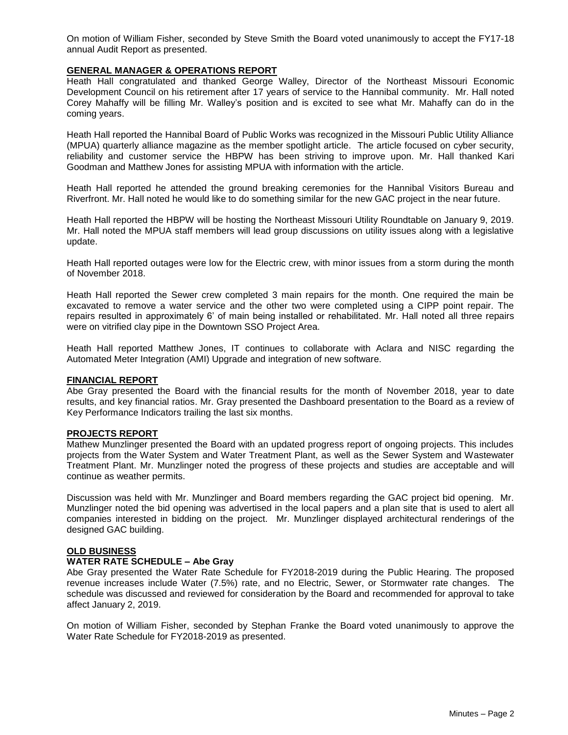On motion of William Fisher, seconded by Steve Smith the Board voted unanimously to accept the FY17-18 annual Audit Report as presented.

## GENERAL MANAGER & OPERATIONS REPORT

Heath Hall congratulated and thanked George Walley, Director of the Northeast Missouri Economic Development Council on his retirement after 17 years of service to the Hannibal community. Mr. Hall noted Corey Mahaffy will be filling Mr. Walley's position and is excited to see what Mr. Mahaffy can do in the coming years.

Heath Hall reported the Hannibal Board of Public Works was recognized in the Missouri Public Utility Alliance (MPUA) quarterly alliance magazine as the member spotlight article. The article focused on cyber security, reliability and customer service the HBPW has been striving to improve upon. Mr. Hall thanked Kari Goodman and Matthew Jones for assisting MPUA with information with the article.

Heath Hall reported he attended the ground breaking ceremonies for the Hannibal Visitors Bureau and Riverfront. Mr. Hall noted he would like to do something similar for the new GAC project in the near future.

Heath Hall reported the HBPW will be hosting the Northeast Missouri Utility Roundtable on January 9, 2019. Mr. Hall noted the MPUA staff members will lead group discussions on utility issues along with a legislative update.

Heath Hall reported outages were low for the Electric crew, with minor issues from a storm during the month of November 2018.

Heath Hall reported the Sewer crew completed 3 main repairs for the month. One required the main be excavated to remove a water service and the other two were completed using a CIPP point repair. The repairs resulted in approximately 6' of main being installed or rehabilitated. Mr. Hall noted all three repairs were on vitrified clay pipe in the Downtown SSO Project Area.

Heath Hall reported Matthew Jones, IT continues to collaborate with Aclara and NISC regarding the Automated Meter Integration (AMI) Upgrade and integration of new software.

## FINANCIAL REPORT

Abe Gray presented the Board with the financial results for the month of November 2018, year to date results, and key financial ratios. Mr. Gray presented the Dashboard presentation to the Board as a review of Key Performance Indicators trailing the last six months.

## PROJECTS REPORT

Mathew Munzlinger presented the Board with an updated progress report of ongoing projects. This includes projects from the Water System and Water Treatment Plant, as well as the Sewer System and Wastewater Treatment Plant. Mr. Munzlinger noted the progress of these projects and studies are acceptable and will continue as weather permits.

Discussion was held with Mr. Munzlinger and Board members regarding the GAC project bid opening. Mr. Munzlinger noted the bid opening was advertised in the local papers and a plan site that is used to alert all companies interested in bidding on the project. Mr. Munzlinger displayed architectural renderings of the designed GAC building.

## OLD BUSINESS

### WATER RATE SCHEDULE – Abe Gray

Abe Gray presented the Water Rate Schedule for FY2018-2019 during the Public Hearing. The proposed revenue increases include Water (7.5%) rate, and no Electric, Sewer, or Stormwater rate changes. The schedule was discussed and reviewed for consideration by the Board and recommended for approval to take affect January 2, 2019.

On motion of William Fisher, seconded by Stephan Franke the Board voted unanimously to approve the Water Rate Schedule for FY2018-2019 as presented.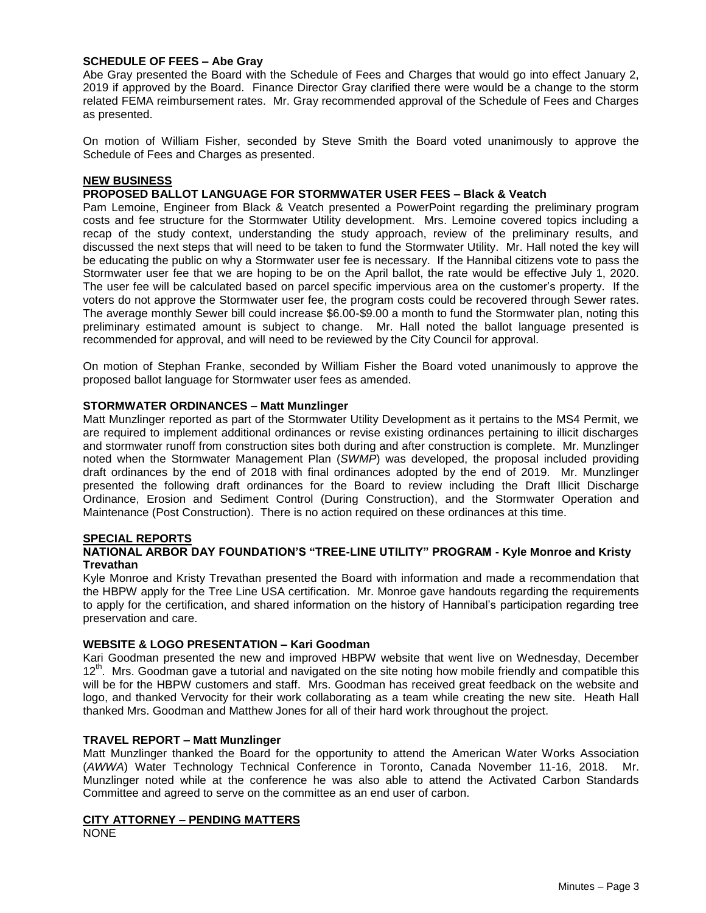**SCHEDULE OF FEES – Abe Gray**

Abe Gray presented the Board with the Schedule of Fees and Charges that would go into effect January 2, 2019 if approved by the Board. Finance Director Gray clarified there were would be a change to the storm related FEMA reimbursement rates. Mr. Gray recommended approval of the Schedule of Fees and Charges as presented.

On motion of William Fisher, seconded by Steve Smith the Board voted unanimously to approve the Schedule of Fees and Charges as presented.

**NEW BUSINESS**

**PROPOSED BALLOT LANGUAGE FOR STORMWATER USER FEES – Black & Veatch**

Pam Lemoine, Engineer from Black & Veatch presented a PowerPoint regarding the preliminary program costs and fee structure for the Stormwater Utility development. Mrs. Lemoine covered topics including a recap of the study context, understanding the study approach, review of the preliminary results, and discussed the next steps that will need to be taken to fund the Stormwater Utility. Mr. Hall noted the key will be educating the public on why a Stormwater user fee is necessary. If the Hannibal citizens vote to pass the Stormwater user fee that we are hoping to be on the April ballot, the rate would be effective July 1, 2020. The user fee will be calculated based on parcel specific impervious area on the customer's property. If the voters do not approve the Stormwater user fee, the program costs could be recovered through Sewer rates. The average monthly Sewer bill could increase $6.00-$9.00 a month to fund the Stormwater plan, noting this preliminary estimated amount is subject to change. Mr. Hall noted the ballot language presented is recommended for approval, and will need to be reviewed by the City Council for approval.

On motion of Stephan Franke, seconded by William Fisher the Board voted unanimously to approve the proposed ballot language for Stormwater user fees as amended.

**STORMWATER ORDINANCES – Matt Munzlinger**

Matt Munzlinger reported as part of the Stormwater Utility Development as it pertains to the MS4 Permit, we are required to implement additional ordinances or revise existing ordinances pertaining to illicit discharges and stormwater runoff from construction sites both during and after construction is complete. Mr. Munzlinger noted when the Stormwater Management Plan (*SWMP*) was developed, the proposal included providing draft ordinances by the end of 2018 with final ordinances adopted by the end of 2019. Mr. Munzlinger presented the following draft ordinances for the Board to review including the Draft Illicit Discharge Ordinance, Erosion and Sediment Control (During Construction), and the Stormwater Operation and Maintenance (Post Construction). There is no action required on these ordinances at this time.

**SPECIAL REPORTS**

**NATIONAL ARBOR DAY FOUNDATION'S "TREE-LINE UTILITY" PROGRAM - Kyle Monroe and Kristy Trevathan**

Kyle Monroe and Kristy Trevathan presented the Board with information and made a recommendation that the HBPW apply for the Tree Line USA certification. Mr. Monroe gave handouts regarding the requirements to apply for the certification, and shared information on the history of Hannibal's participation regarding tree preservation and care.

**WEBSITE & LOGO PRESENTATION – Kari Goodman**

Kari Goodman presented the new and improved HBPW website that went live on Wednesday, December 12th. Mrs. Goodman gave a tutorial and navigated on the site noting how mobile friendly and compatible this will be for the HBPW customers and staff. Mrs. Goodman has received great feedback on the website and logo, and thanked Vervocity for their work collaborating as a team while creating the new site. Heath Hall thanked Mrs. Goodman and Matthew Jones for all of their hard work throughout the project.

**TRAVEL REPORT – Matt Munzlinger**

Matt Munzlinger thanked the Board for the opportunity to attend the American Water Works Association (*AWWA*) Water Technology Technical Conference in Toronto, Canada November 11-16, 2018. Mr. Munzlinger noted while at the conference he was also able to attend the Activated Carbon Standards Committee and agreed to serve on the committee as an end user of carbon.

**CITY ATTORNEY – PENDING MATTERS**

NONE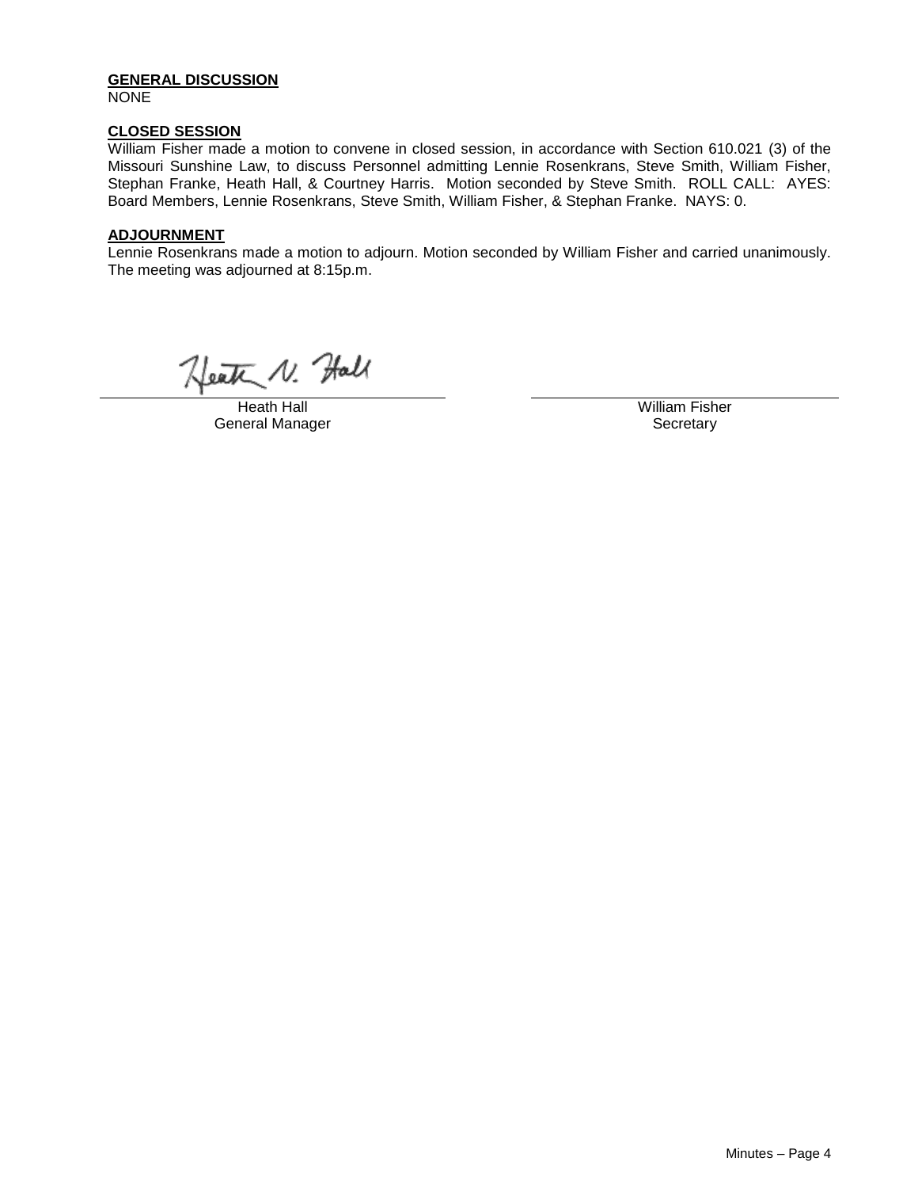**GENERAL DISCUSSION**

NONE

**CLOSED SESSION**

William Fisher made a motion to convene in closed session, in accordance with Section 610.021 (3) of the Missouri Sunshine Law, to discuss Personnel admitting Lennie Rosenkrans, Steve Smith, William Fisher, Stephan Franke, Heath Hall, & Courtney Harris. Motion seconded by Steve Smith. ROLL CALL: AYES: Board Members, Lennie Rosenkrans, Steve Smith, William Fisher, & Stephan Franke. NAYS: 0.

**ADJOURNMENT**

Lennie Rosenkrans made a motion to adjourn. Motion seconded by William Fisher and carried unanimously. The meeting was adjourned at 8:15p.m.

Heath N. Hall

Heath Hall
General Manager

William Fisher
Secretary